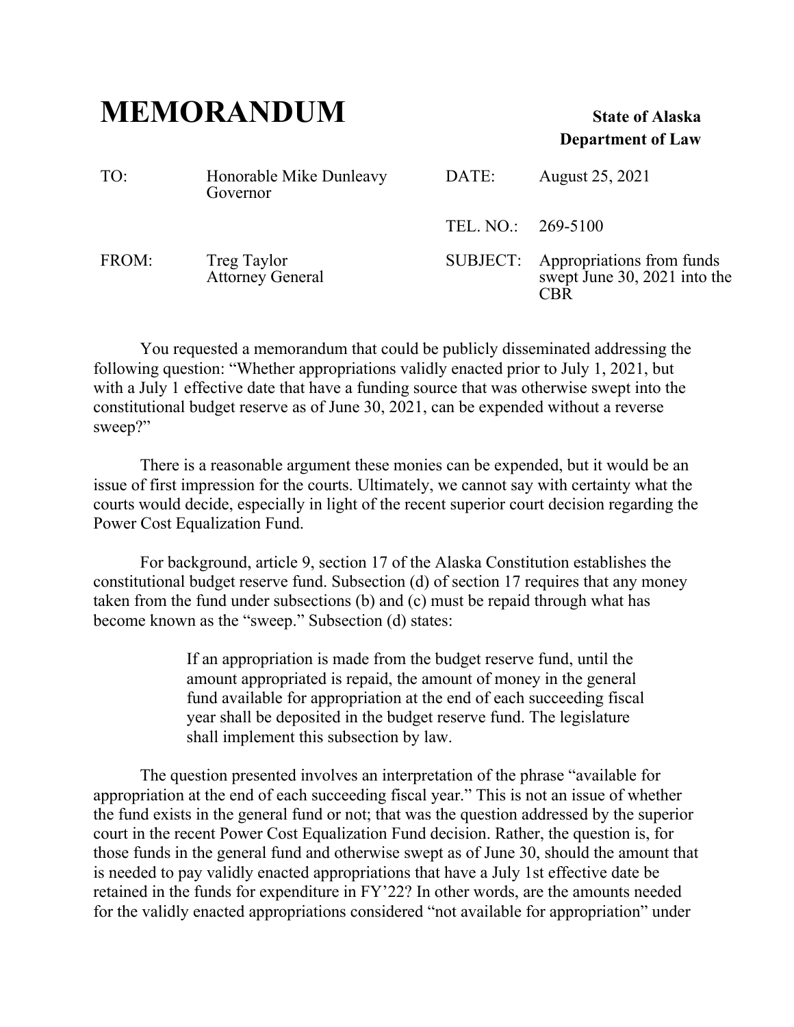# MEMORANDUM

**State of Alaska**
**Department of Law**

| | | | |
|---|---|---|---|
| TO: | Honorable Mike Dunleavy<br>Governor | DATE: | August 25, 2021 |
| | | TEL. NO.: | 269-5100 |
| FROM: | Treg Taylor<br>Attorney General | SUBJECT: | Appropriations from funds swept June 30, 2021 into the CBR |

You requested a memorandum that could be publicly disseminated addressing the following question: "Whether appropriations validly enacted prior to July 1, 2021, but with a July 1 effective date that have a funding source that was otherwise swept into the constitutional budget reserve as of June 30, 2021, can be expended without a reverse sweep?"

There is a reasonable argument these monies can be expended, but it would be an issue of first impression for the courts. Ultimately, we cannot say with certainty what the courts would decide, especially in light of the recent superior court decision regarding the Power Cost Equalization Fund.

For background, article 9, section 17 of the Alaska Constitution establishes the constitutional budget reserve fund. Subsection (d) of section 17 requires that any money taken from the fund under subsections (b) and (c) must be repaid through what has become known as the "sweep." Subsection (d) states:

> If an appropriation is made from the budget reserve fund, until the amount appropriated is repaid, the amount of money in the general fund available for appropriation at the end of each succeeding fiscal year shall be deposited in the budget reserve fund. The legislature shall implement this subsection by law.

The question presented involves an interpretation of the phrase "available for appropriation at the end of each succeeding fiscal year." This is not an issue of whether the fund exists in the general fund or not; that was the question addressed by the superior court in the recent Power Cost Equalization Fund decision. Rather, the question is, for those funds in the general fund and otherwise swept as of June 30, should the amount that is needed to pay validly enacted appropriations that have a July 1st effective date be retained in the funds for expenditure in FY'22? In other words, are the amounts needed for the validly enacted appropriations considered "not available for appropriation" under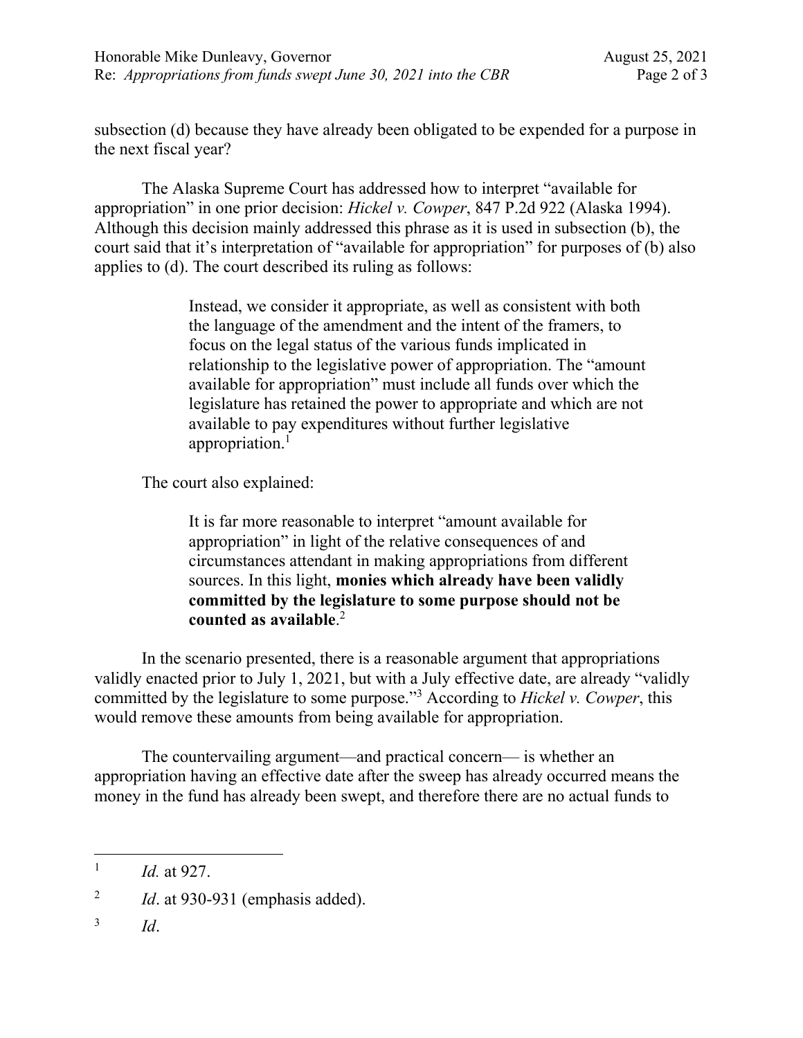subsection (d) because they have already been obligated to be expended for a purpose in the next fiscal year?

The Alaska Supreme Court has addressed how to interpret "available for appropriation" in one prior decision: *Hickel v. Cowper*, 847 P.2d 922 (Alaska 1994). Although this decision mainly addressed this phrase as it is used in subsection (b), the court said that it's interpretation of "available for appropriation" for purposes of (b) also applies to (d). The court described its ruling as follows:

> Instead, we consider it appropriate, as well as consistent with both the language of the amendment and the intent of the framers, to focus on the legal status of the various funds implicated in relationship to the legislative power of appropriation. The "amount available for appropriation" must include all funds over which the legislature has retained the power to appropriate and which are not available to pay expenditures without further legislative appropriation.[1]

The court also explained:

> It is far more reasonable to interpret "amount available for appropriation" in light of the relative consequences of and circumstances attendant in making appropriations from different sources. In this light, **monies which already have been validly committed by the legislature to some purpose should not be counted as available**.[2]

In the scenario presented, there is a reasonable argument that appropriations validly enacted prior to July 1, 2021, but with a July effective date, are already "validly committed by the legislature to some purpose."[3] According to *Hickel v. Cowper*, this would remove these amounts from being available for appropriation.

The countervailing argument—and practical concern— is whether an appropriation having an effective date after the sweep has already occurred means the money in the fund has already been swept, and therefore there are no actual funds to

---

[1] *Id.* at 927.

[2] *Id*. at 930-931 (emphasis added).

[3] *Id*.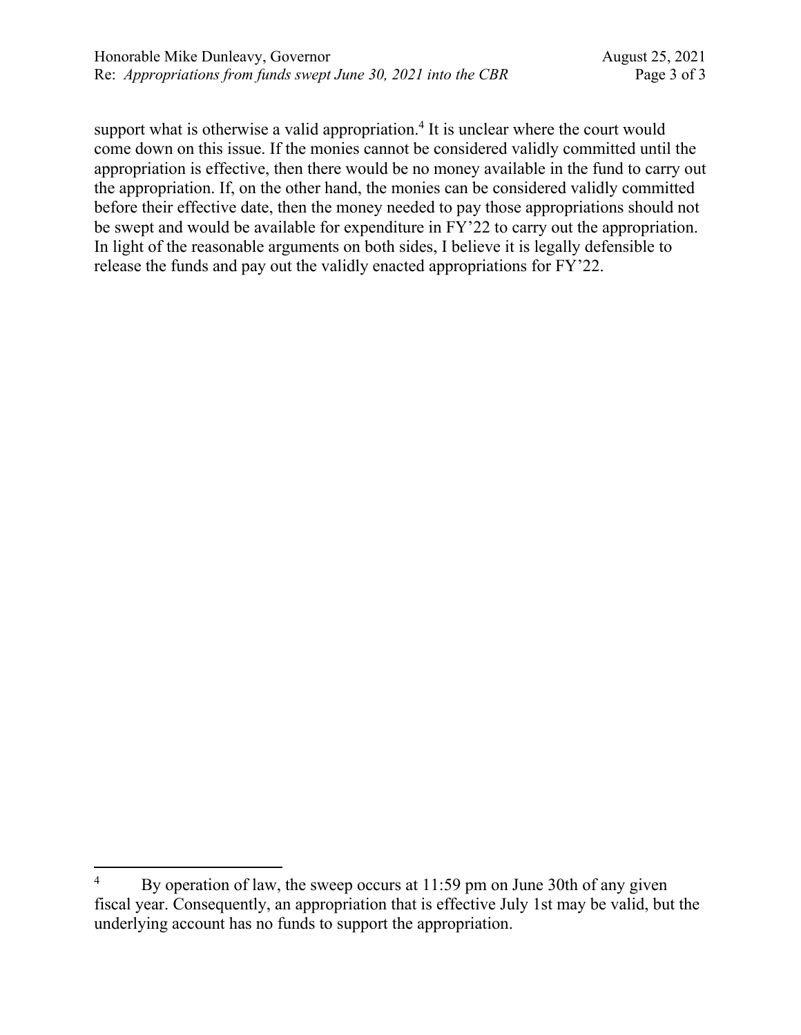support what is otherwise a valid appropriation.[4] It is unclear where the court would come down on this issue. If the monies cannot be considered validly committed until the appropriation is effective, then there would be no money available in the fund to carry out the appropriation. If, on the other hand, the monies can be considered validly committed before their effective date, then the money needed to pay those appropriations should not be swept and would be available for expenditure in FY'22 to carry out the appropriation. In light of the reasonable arguments on both sides, I believe it is legally defensible to release the funds and pay out the validly enacted appropriations for FY'22.

---

[4] By operation of law, the sweep occurs at 11:59 pm on June 30th of any given fiscal year. Consequently, an appropriation that is effective July 1st may be valid, but the underlying account has no funds to support the appropriation.